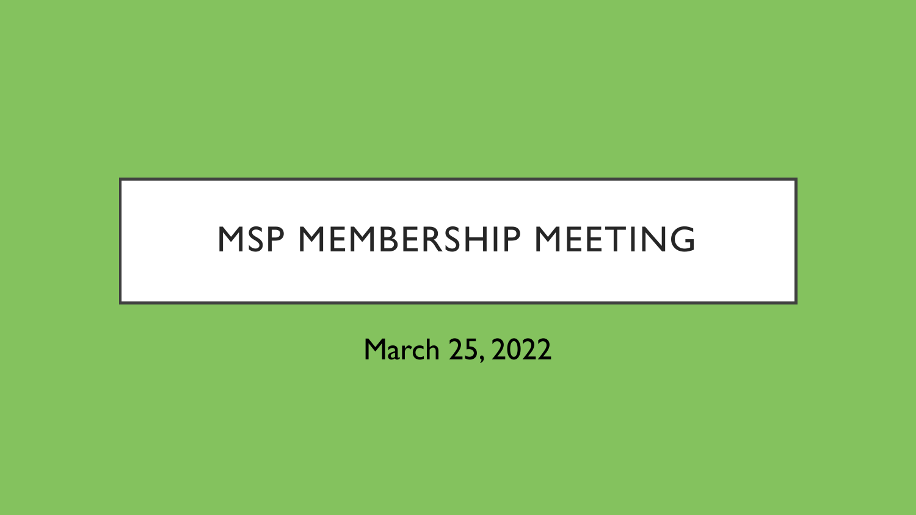# MSP MEMBERSHIP MEETING

March 25, 2022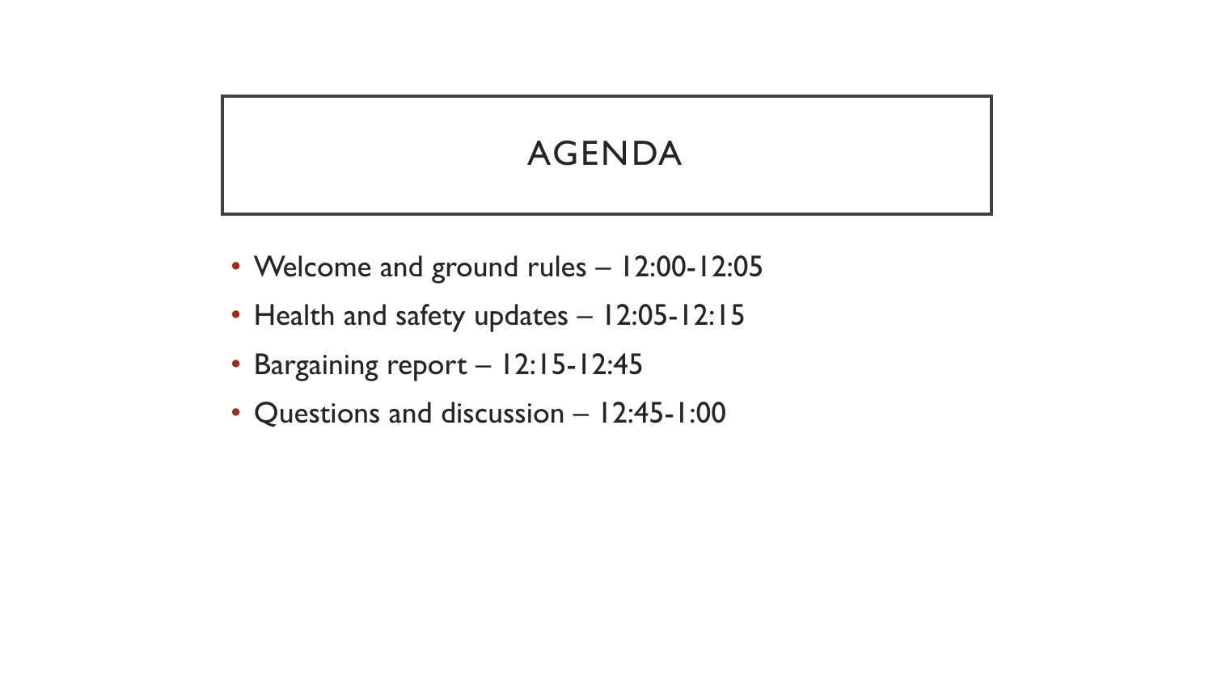# AGENDA

- Welcome and ground rules – 12:00-12:05
- Health and safety updates – 12:05-12:15
- Bargaining report – 12:15-12:45
- Questions and discussion – 12:45-1:00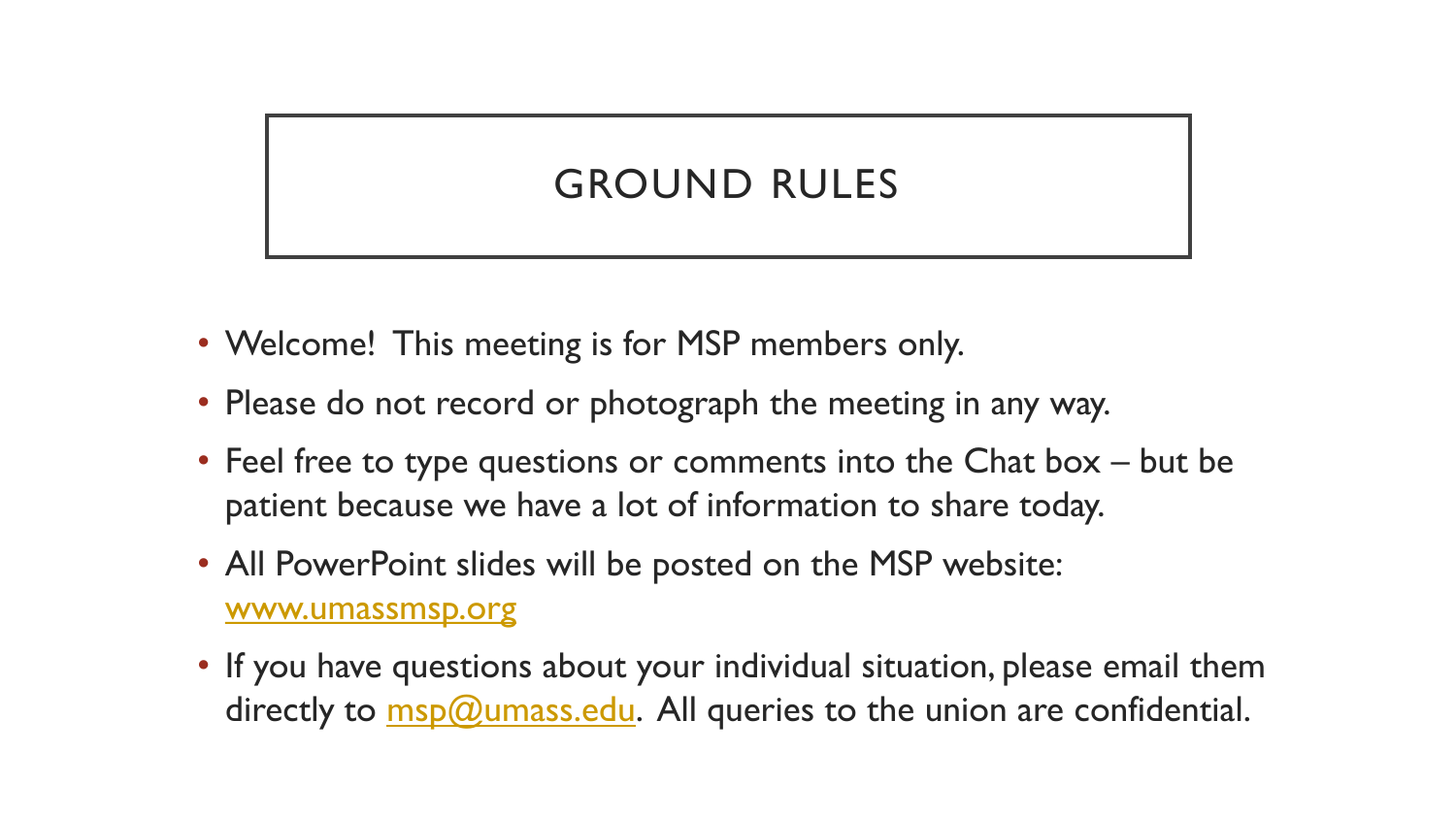# GROUND RULES

- Welcome! This meeting is for MSP members only.
- Please do not record or photograph the meeting in any way.
- Feel free to type questions or comments into the Chat box – but be patient because we have a lot of information to share today.
- All PowerPoint slides will be posted on the MSP website: [www.umassmsp.org](http://www.umassmsp.org)
- If you have questions about your individual situation, please email them directly to [msp@umass.edu](mailto:msp@umass.edu). All queries to the union are confidential.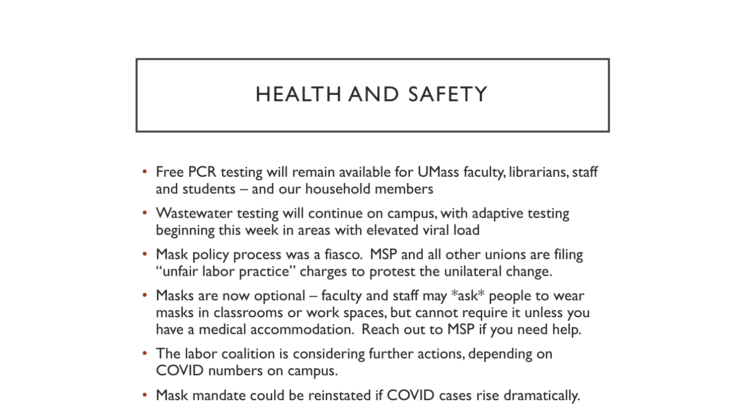# HEALTH AND SAFETY

- Free PCR testing will remain available for UMass faculty, librarians, staff and students – and our household members
- Wastewater testing will continue on campus, with adaptive testing beginning this week in areas with elevated viral load
- Mask policy process was a fiasco. MSP and all other unions are filing "unfair labor practice" charges to protest the unilateral change.
- Masks are now optional – faculty and staff may *ask* people to wear masks in classrooms or work spaces, but cannot require it unless you have a medical accommodation. Reach out to MSP if you need help.
- The labor coalition is considering further actions, depending on COVID numbers on campus.
- Mask mandate could be reinstated if COVID cases rise dramatically.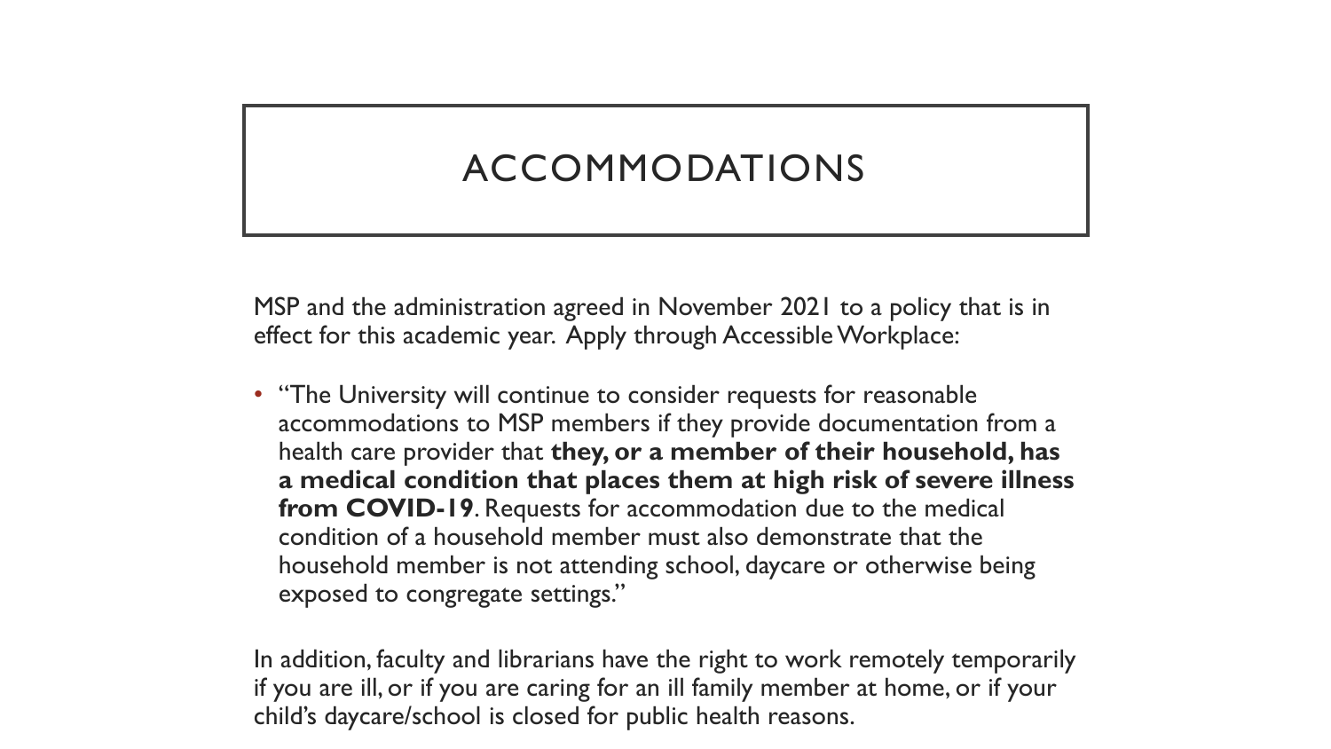# ACCOMMODATIONS

MSP and the administration agreed in November 2021 to a policy that is in effect for this academic year. Apply through Accessible Workplace:

- "The University will continue to consider requests for reasonable accommodations to MSP members if they provide documentation from a health care provider that **they, or a member of their household, has a medical condition that places them at high risk of severe illness from COVID-19**. Requests for accommodation due to the medical condition of a household member must also demonstrate that the household member is not attending school, daycare or otherwise being exposed to congregate settings."

In addition, faculty and librarians have the right to work remotely temporarily if you are ill, or if you are caring for an ill family member at home, or if your child's daycare/school is closed for public health reasons.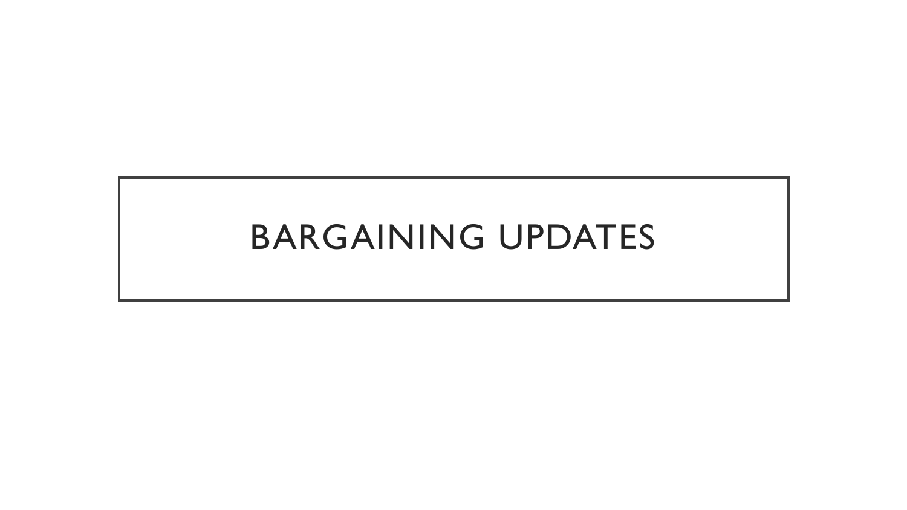# BARGAINING UPDATES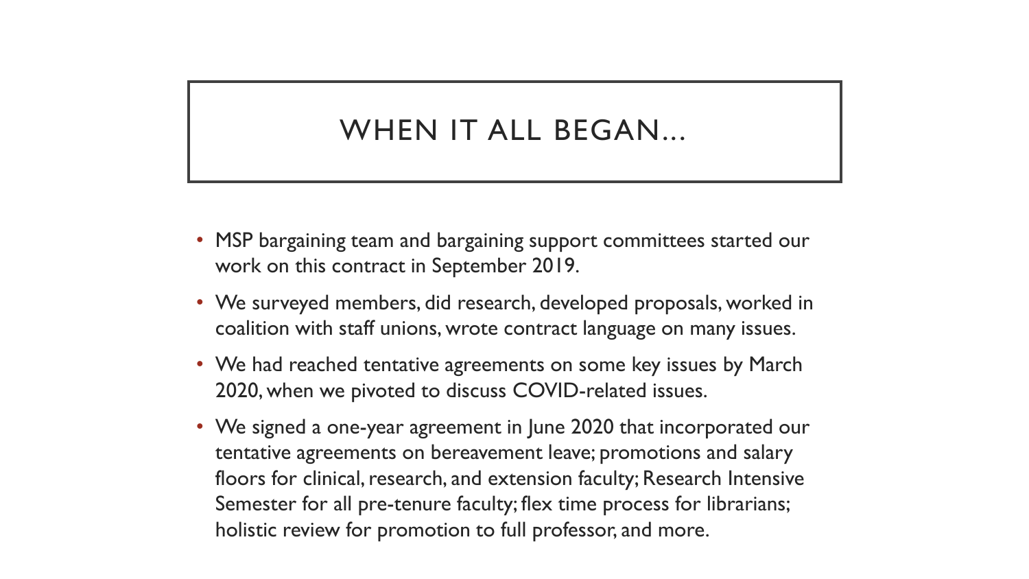# WHEN IT ALL BEGAN…

- MSP bargaining team and bargaining support committees started our work on this contract in September 2019.
- We surveyed members, did research, developed proposals, worked in coalition with staff unions, wrote contract language on many issues.
- We had reached tentative agreements on some key issues by March 2020, when we pivoted to discuss COVID-related issues.
- We signed a one-year agreement in June 2020 that incorporated our tentative agreements on bereavement leave; promotions and salary floors for clinical, research, and extension faculty; Research Intensive Semester for all pre-tenure faculty; flex time process for librarians; holistic review for promotion to full professor, and more.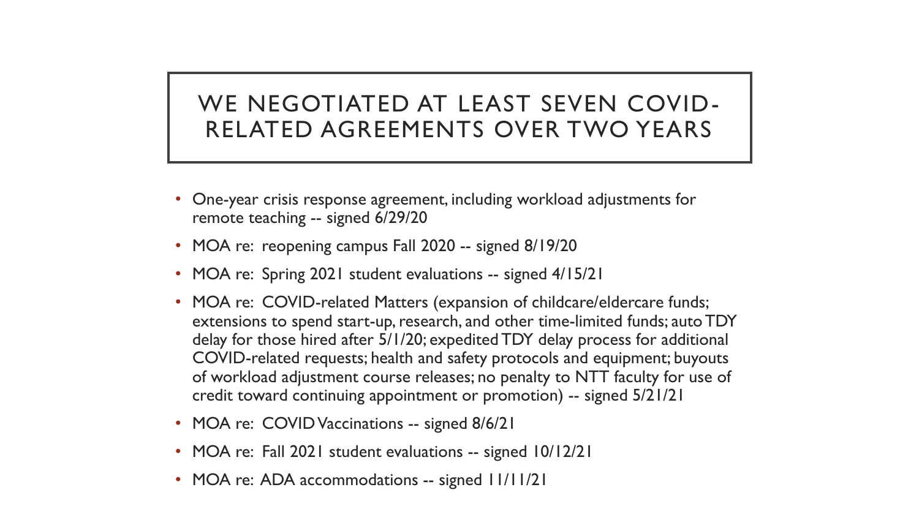# WE NEGOTIATED AT LEAST SEVEN COVID-RELATED AGREEMENTS OVER TWO YEARS

- One-year crisis response agreement, including workload adjustments for remote teaching -- signed 6/29/20
- MOA re: reopening campus Fall 2020 -- signed 8/19/20
- MOA re: Spring 2021 student evaluations -- signed 4/15/21
- MOA re: COVID-related Matters (expansion of childcare/eldercare funds; extensions to spend start-up, research, and other time-limited funds; auto TDY delay for those hired after 5/1/20; expedited TDY delay process for additional COVID-related requests; health and safety protocols and equipment; buyouts of workload adjustment course releases; no penalty to NTT faculty for use of credit toward continuing appointment or promotion) -- signed 5/21/21
- MOA re: COVID Vaccinations -- signed 8/6/21
- MOA re: Fall 2021 student evaluations -- signed 10/12/21
- MOA re: ADA accommodations -- signed 11/11/21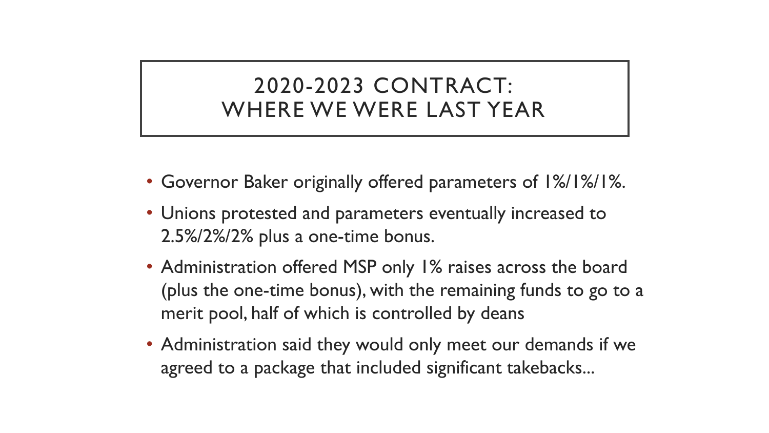# 2020-2023 CONTRACT: WHERE WE WERE LAST YEAR

- Governor Baker originally offered parameters of 1%/1%/1%.
- Unions protested and parameters eventually increased to 2.5%/2%/2% plus a one-time bonus.
- Administration offered MSP only 1% raises across the board (plus the one-time bonus), with the remaining funds to go to a merit pool, half of which is controlled by deans
- Administration said they would only meet our demands if we agreed to a package that included significant takebacks...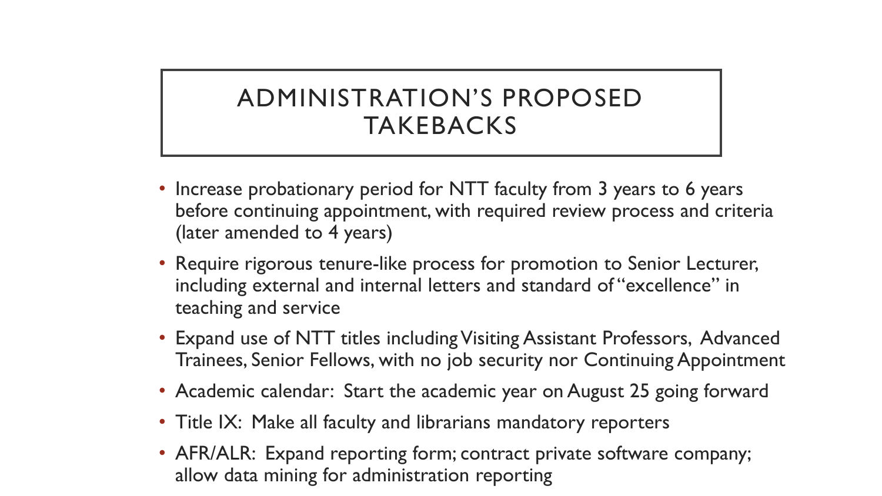# ADMINISTRATION'S PROPOSED TAKEBACKS

- Increase probationary period for NTT faculty from 3 years to 6 years before continuing appointment, with required review process and criteria (later amended to 4 years)
- Require rigorous tenure-like process for promotion to Senior Lecturer, including external and internal letters and standard of "excellence" in teaching and service
- Expand use of NTT titles including Visiting Assistant Professors, Advanced Trainees, Senior Fellows, with no job security nor Continuing Appointment
- Academic calendar: Start the academic year on August 25 going forward
- Title IX: Make all faculty and librarians mandatory reporters
- AFR/ALR: Expand reporting form; contract private software company; allow data mining for administration reporting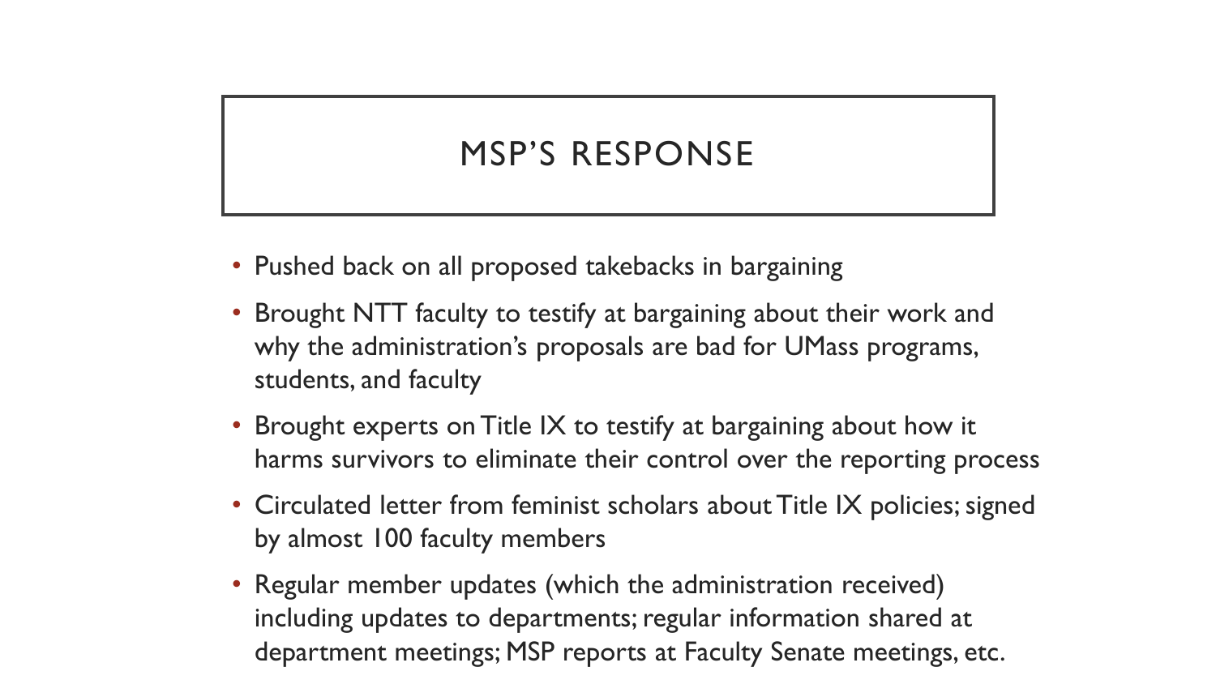# MSP'S RESPONSE

- Pushed back on all proposed takebacks in bargaining
- Brought NTT faculty to testify at bargaining about their work and why the administration's proposals are bad for UMass programs, students, and faculty
- Brought experts on Title IX to testify at bargaining about how it harms survivors to eliminate their control over the reporting process
- Circulated letter from feminist scholars about Title IX policies; signed by almost 100 faculty members
- Regular member updates (which the administration received) including updates to departments; regular information shared at department meetings; MSP reports at Faculty Senate meetings, etc.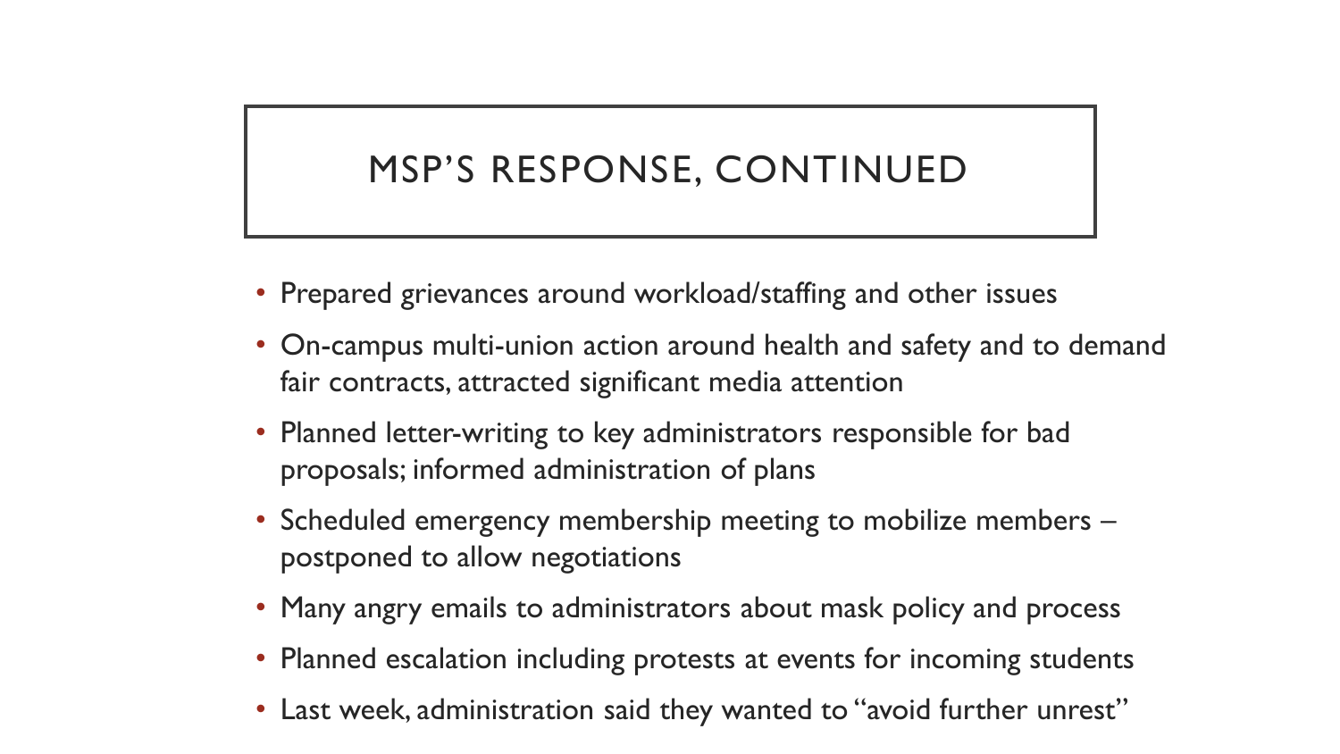# MSP'S RESPONSE, CONTINUED

- Prepared grievances around workload/staffing and other issues
- On-campus multi-union action around health and safety and to demand fair contracts, attracted significant media attention
- Planned letter-writing to key administrators responsible for bad proposals; informed administration of plans
- Scheduled emergency membership meeting to mobilize members – postponed to allow negotiations
- Many angry emails to administrators about mask policy and process
- Planned escalation including protests at events for incoming students
- Last week, administration said they wanted to "avoid further unrest"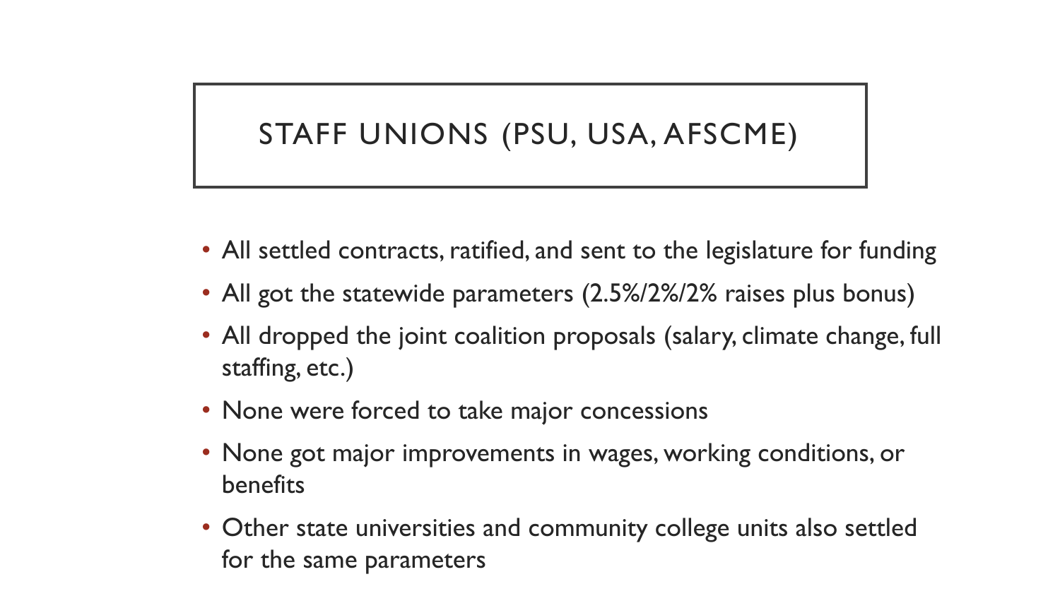# STAFF UNIONS (PSU, USA, AFSCME)

- All settled contracts, ratified, and sent to the legislature for funding
- All got the statewide parameters (2.5%/2%/2% raises plus bonus)
- All dropped the joint coalition proposals (salary, climate change, full staffing, etc.)
- None were forced to take major concessions
- None got major improvements in wages, working conditions, or benefits
- Other state universities and community college units also settled for the same parameters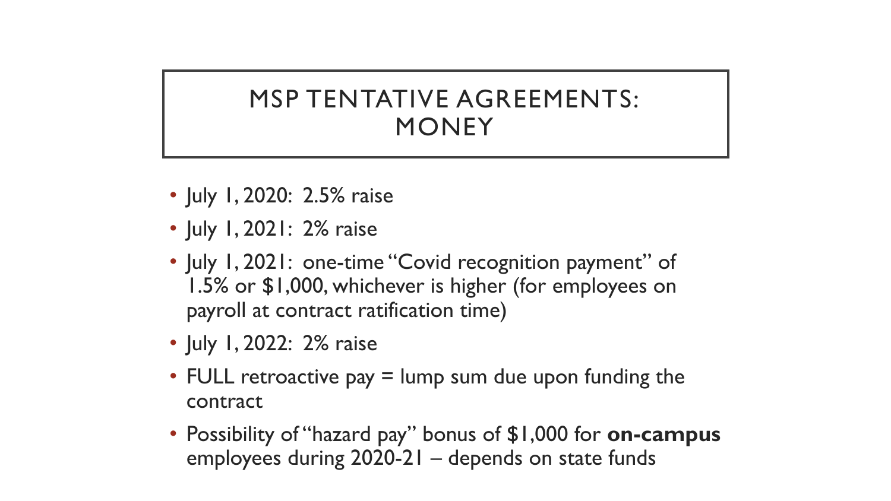# MSP TENTATIVE AGREEMENTS: MONEY

- July 1, 2020: 2.5% raise
- July 1, 2021: 2% raise
- July 1, 2021: one-time "Covid recognition payment" of 1.5% or $1,000, whichever is higher (for employees on payroll at contract ratification time)
- July 1, 2022: 2% raise
- FULL retroactive pay = lump sum due upon funding the contract
- Possibility of "hazard pay" bonus of $1,000 for **on-campus** employees during 2020-21 – depends on state funds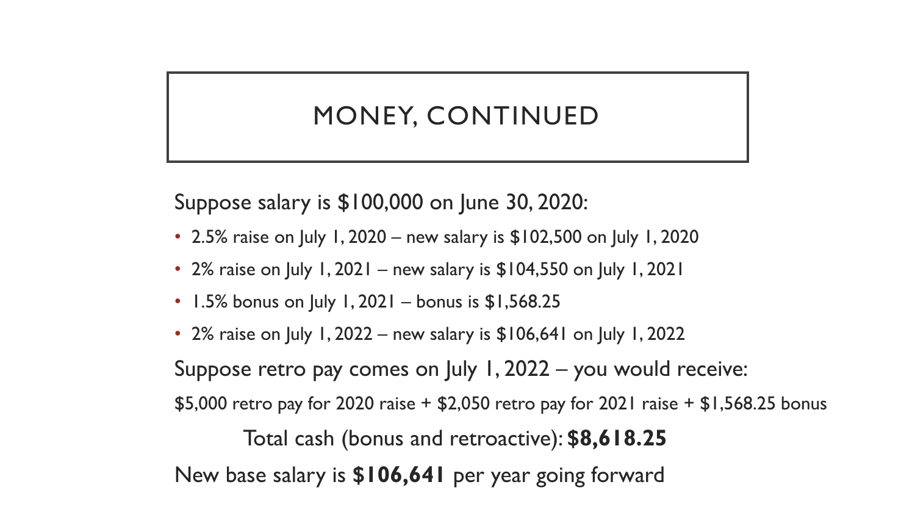# MONEY, CONTINUED

Suppose salary is $100,000 on June 30, 2020:

- 2.5% raise on July 1, 2020 – new salary is $102,500 on July 1, 2020
- 2% raise on July 1, 2021 – new salary is $104,550 on July 1, 2021
- 1.5% bonus on July 1, 2021 – bonus is $1,568.25
- 2% raise on July 1, 2022 – new salary is $106,641 on July 1, 2022

Suppose retro pay comes on July 1, 2022 – you would receive:

$5,000 retro pay for 2020 raise + $2,050 retro pay for 2021 raise + $1,568.25 bonus

Total cash (bonus and retroactive): **$8,618.25**

New base salary is **$106,641** per year going forward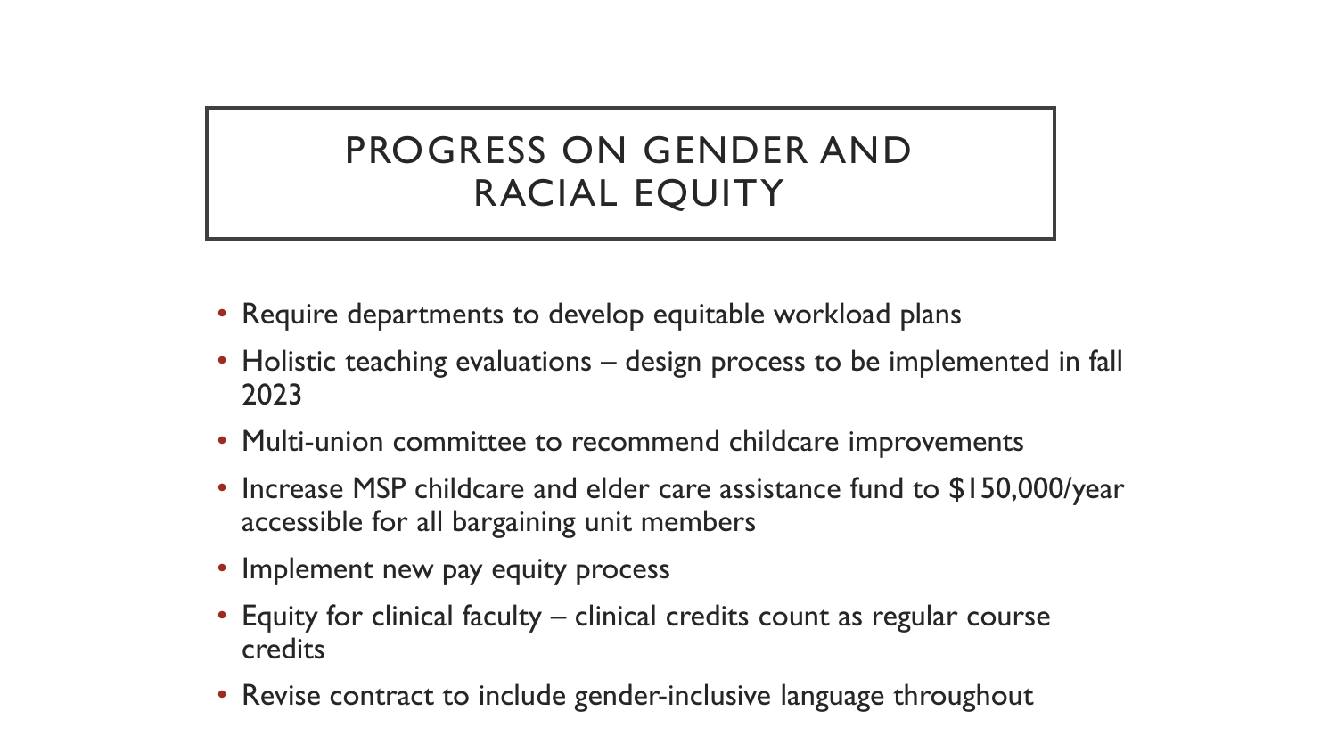# PROGRESS ON GENDER AND RACIAL EQUITY

- Require departments to develop equitable workload plans
- Holistic teaching evaluations – design process to be implemented in fall 2023
- Multi-union committee to recommend childcare improvements
- Increase MSP childcare and elder care assistance fund to $150,000/year accessible for all bargaining unit members
- Implement new pay equity process
- Equity for clinical faculty – clinical credits count as regular course credits
- Revise contract to include gender-inclusive language throughout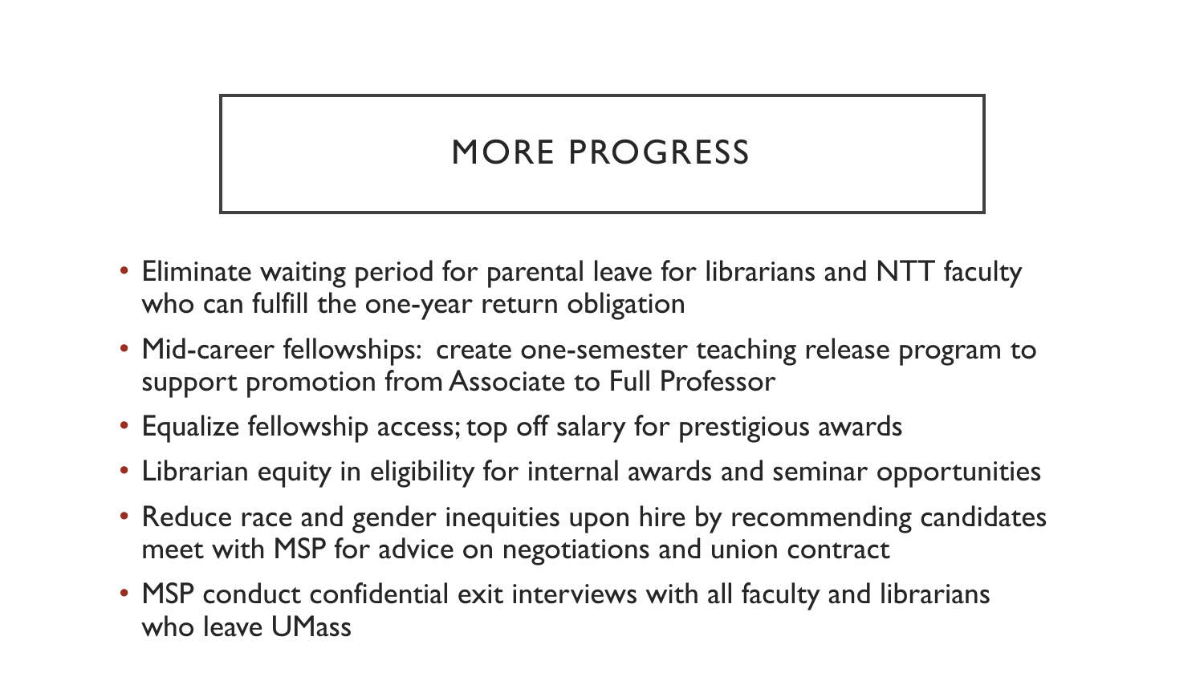# MORE PROGRESS

- Eliminate waiting period for parental leave for librarians and NTT faculty who can fulfill the one-year return obligation
- Mid-career fellowships: create one-semester teaching release program to support promotion from Associate to Full Professor
- Equalize fellowship access; top off salary for prestigious awards
- Librarian equity in eligibility for internal awards and seminar opportunities
- Reduce race and gender inequities upon hire by recommending candidates meet with MSP for advice on negotiations and union contract
- MSP conduct confidential exit interviews with all faculty and librarians who leave UMass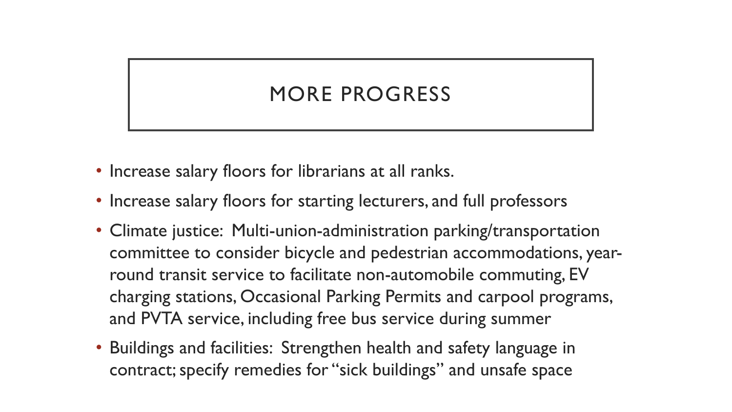# MORE PROGRESS

- Increase salary floors for librarians at all ranks.
- Increase salary floors for starting lecturers, and full professors
- Climate justice: Multi-union-administration parking/transportation committee to consider bicycle and pedestrian accommodations, year-round transit service to facilitate non-automobile commuting, EV charging stations, Occasional Parking Permits and carpool programs, and PVTA service, including free bus service during summer
- Buildings and facilities: Strengthen health and safety language in contract; specify remedies for "sick buildings" and unsafe space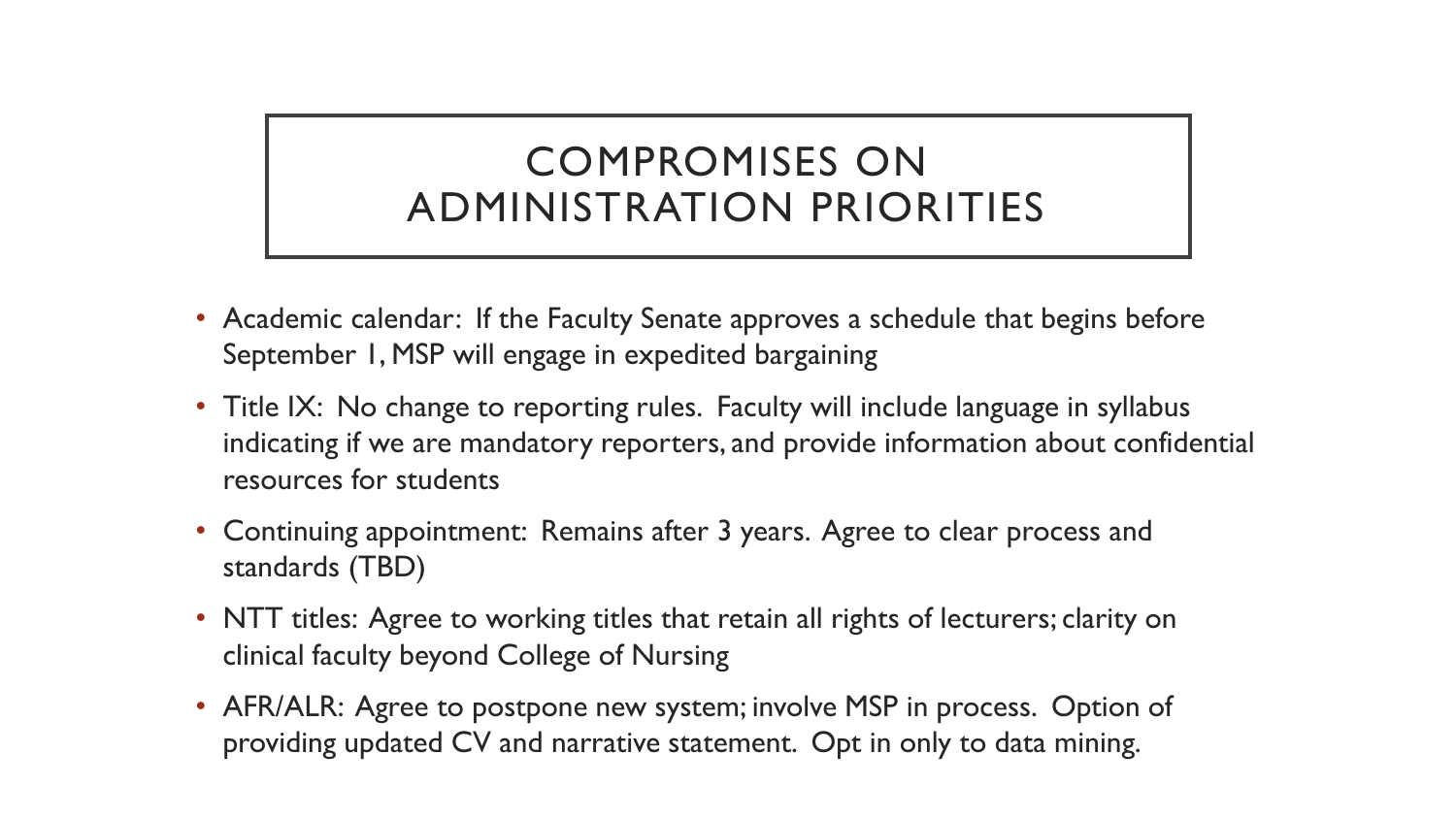# COMPROMISES ON ADMINISTRATION PRIORITIES

- Academic calendar: If the Faculty Senate approves a schedule that begins before September 1, MSP will engage in expedited bargaining
- Title IX: No change to reporting rules. Faculty will include language in syllabus indicating if we are mandatory reporters, and provide information about confidential resources for students
- Continuing appointment: Remains after 3 years. Agree to clear process and standards (TBD)
- NTT titles: Agree to working titles that retain all rights of lecturers; clarity on clinical faculty beyond College of Nursing
- AFR/ALR: Agree to postpone new system; involve MSP in process. Option of providing updated CV and narrative statement. Opt in only to data mining.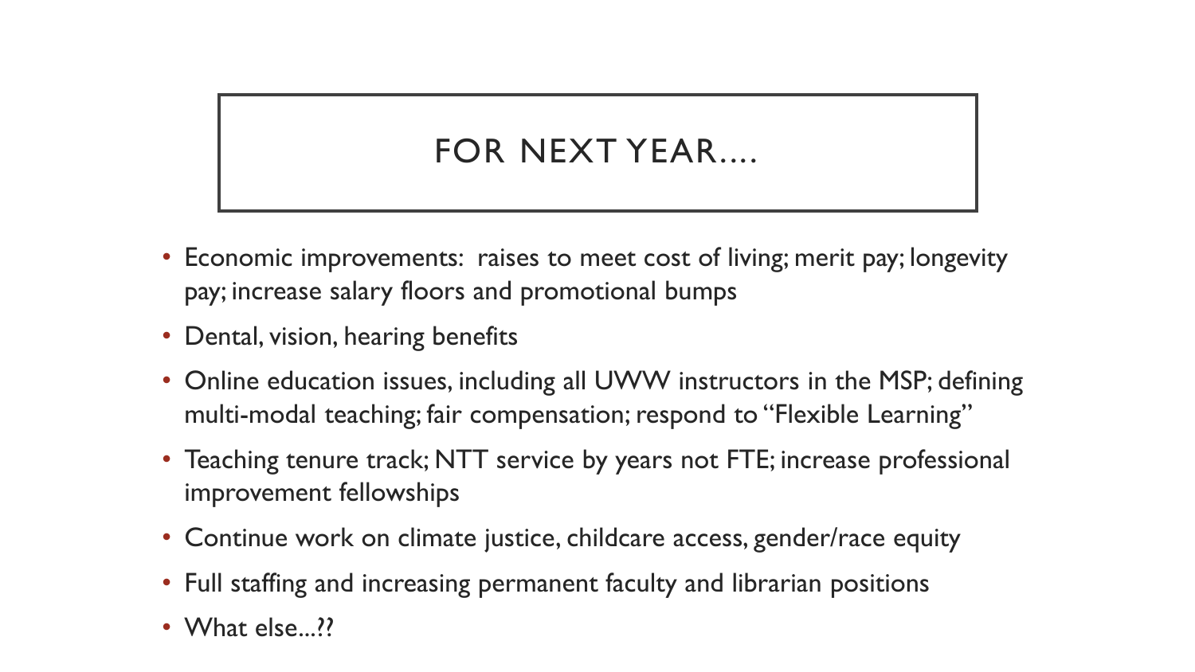# FOR NEXT YEAR....

- Economic improvements: raises to meet cost of living; merit pay; longevity pay; increase salary floors and promotional bumps
- Dental, vision, hearing benefits
- Online education issues, including all UWW instructors in the MSP; defining multi-modal teaching; fair compensation; respond to "Flexible Learning"
- Teaching tenure track; NTT service by years not FTE; increase professional improvement fellowships
- Continue work on climate justice, childcare access, gender/race equity
- Full staffing and increasing permanent faculty and librarian positions
- What else...??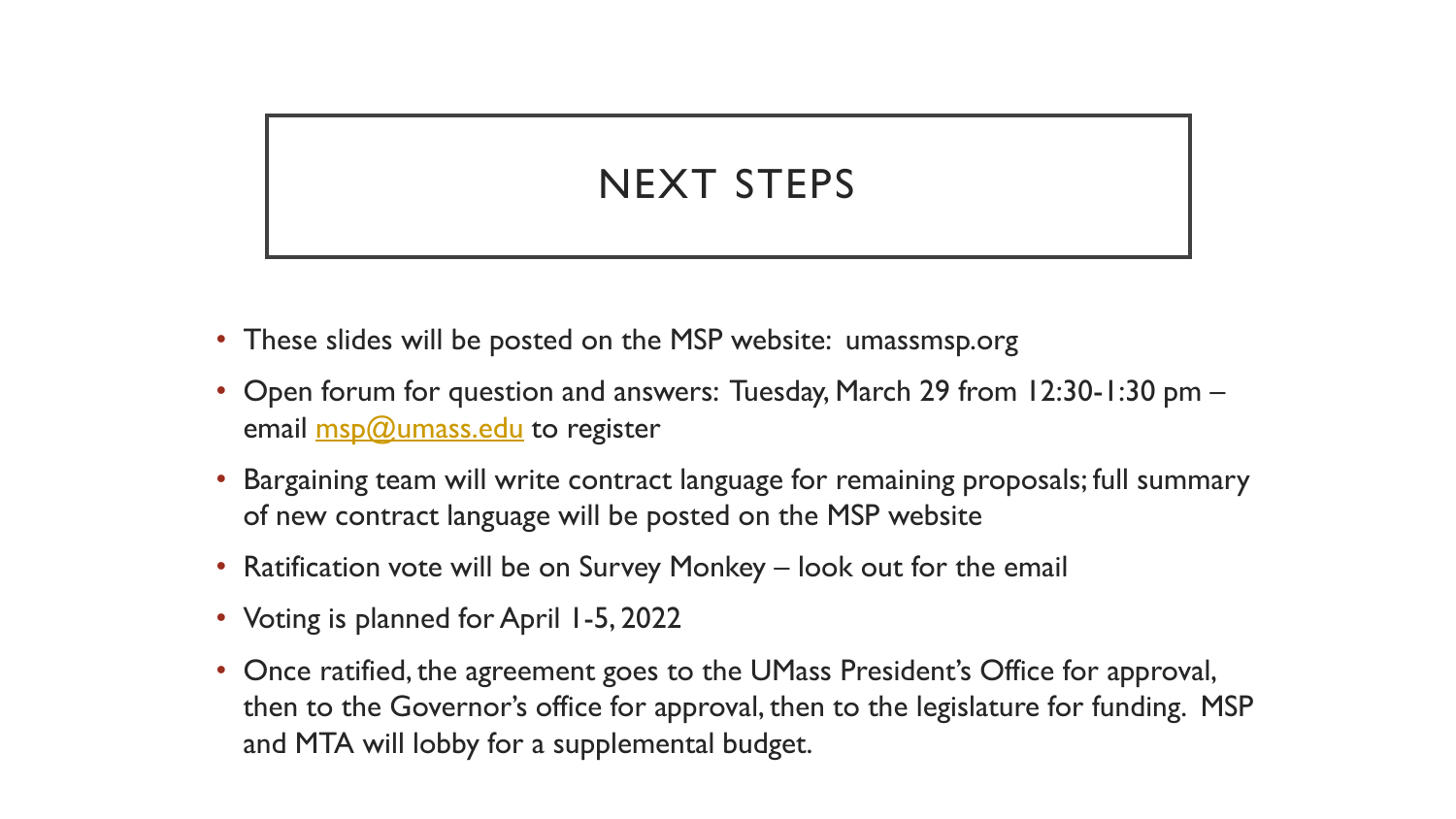# NEXT STEPS

- These slides will be posted on the MSP website: umassmsp.org
- Open forum for question and answers: Tuesday, March 29 from 12:30-1:30 pm – email [msp@umass.edu](mailto:msp@umass.edu) to register
- Bargaining team will write contract language for remaining proposals; full summary of new contract language will be posted on the MSP website
- Ratification vote will be on Survey Monkey – look out for the email
- Voting is planned for April 1-5, 2022
- Once ratified, the agreement goes to the UMass President's Office for approval, then to the Governor's office for approval, then to the legislature for funding. MSP and MTA will lobby for a supplemental budget.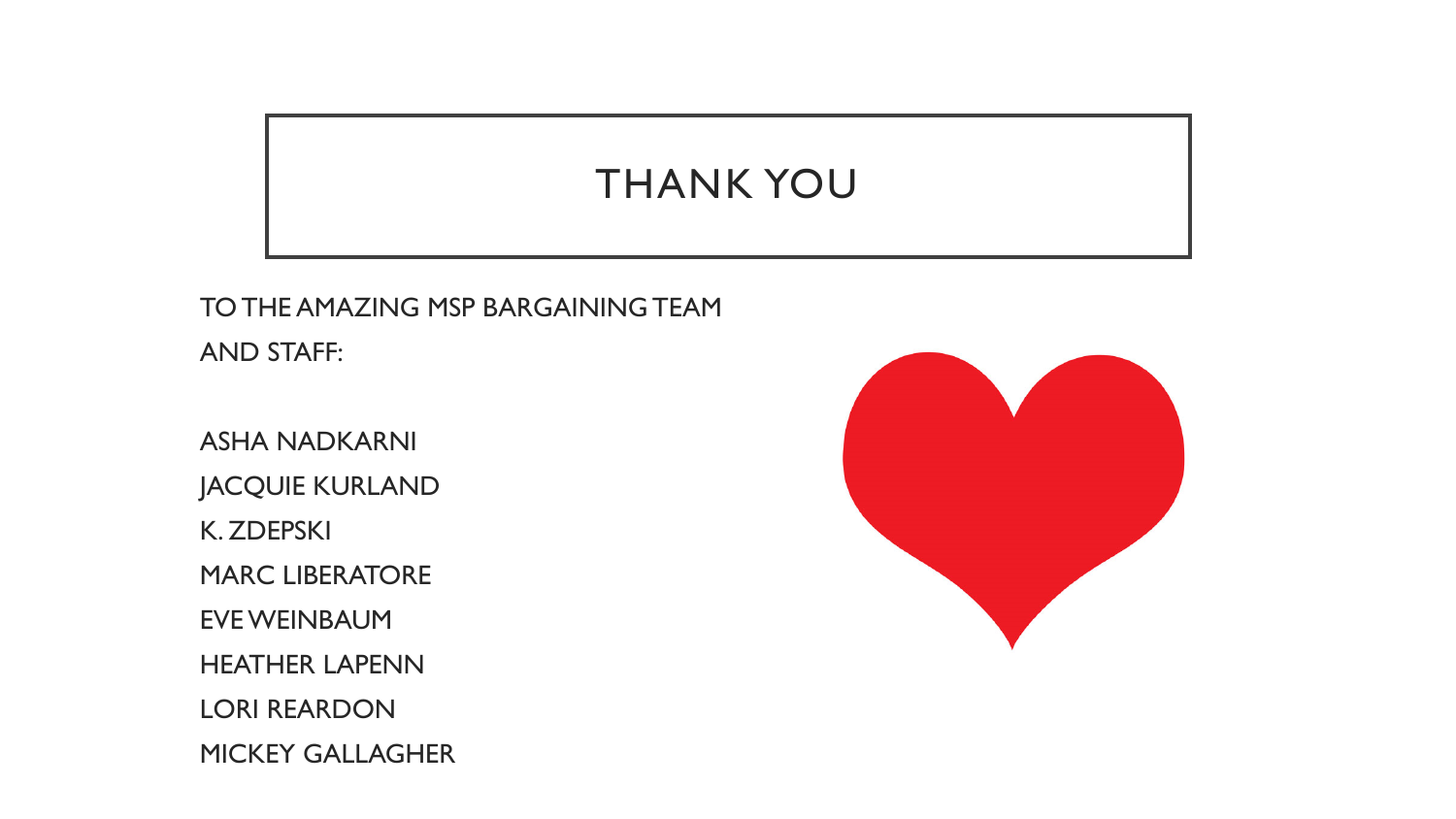# THANK YOU

TO THE AMAZING MSP BARGAINING TEAM AND STAFF:

ASHA NADKARNI
JACQUIE KURLAND
K. ZDEPSKI
MARC LIBERATORE
EVE WEINBAUM
HEATHER LAPENN
LORI REARDON
MICKEY GALLAGHER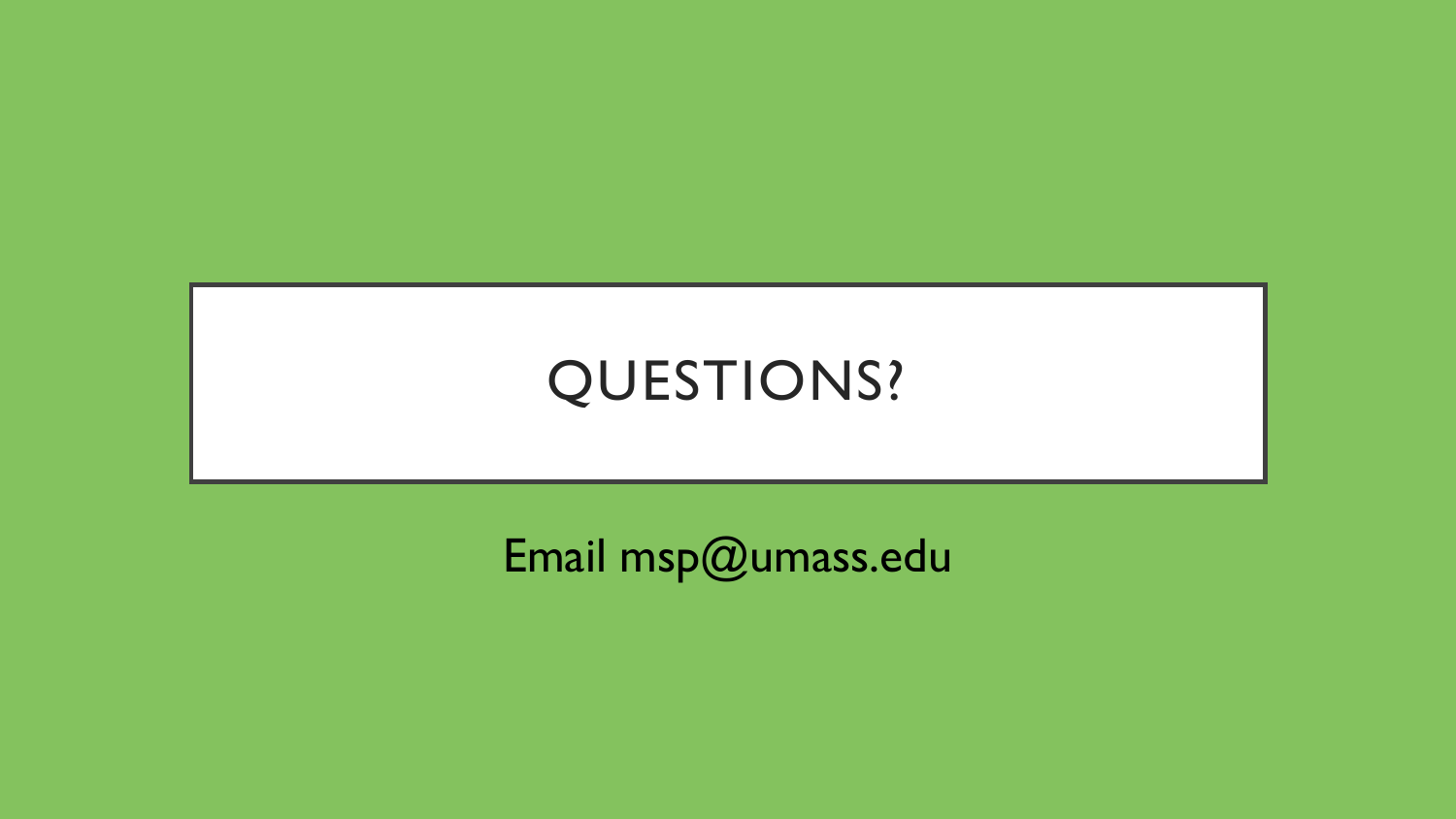# QUESTIONS?

Email msp@umass.edu